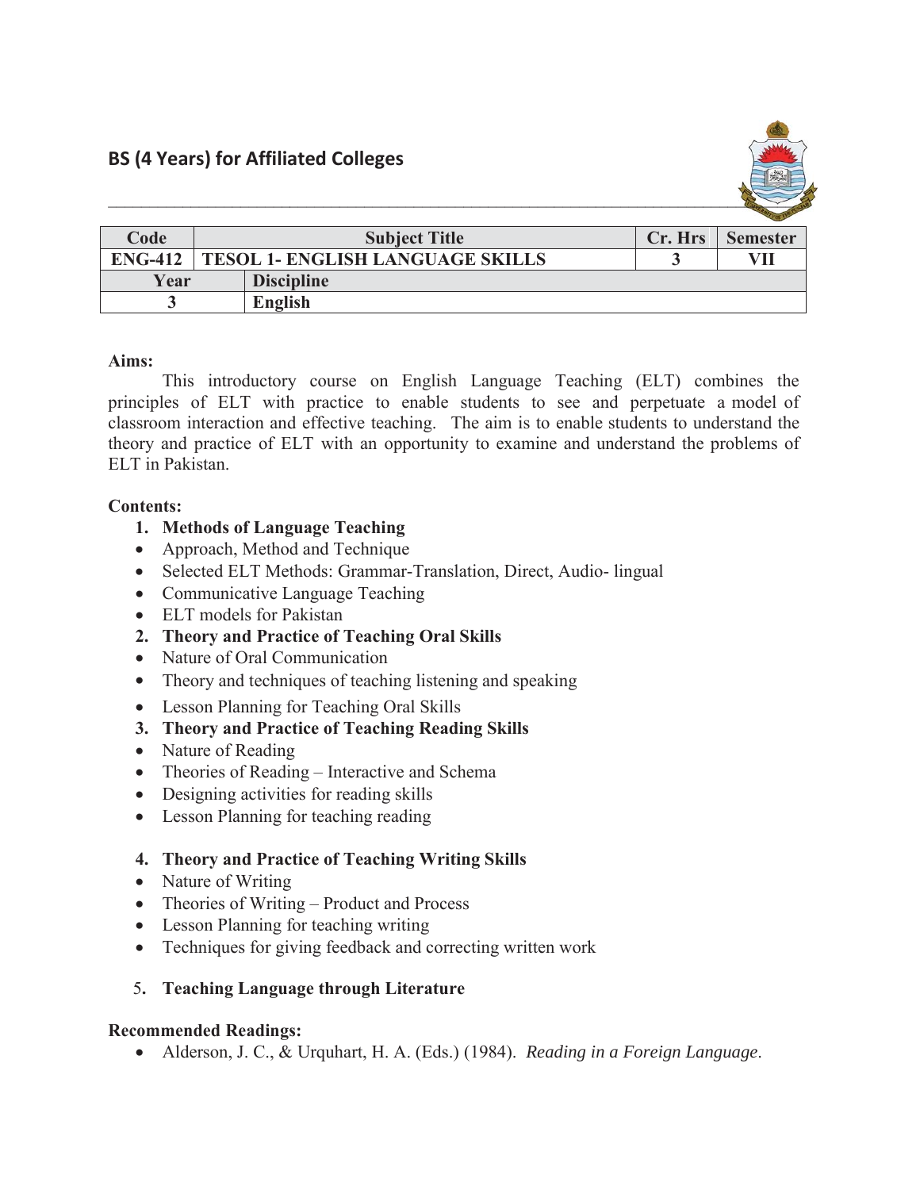## BS (4 Years) for Affiliated Colleges

| Code | Subject Title | Cr. Hrs | Semester |
|---|---|---|---|
| ENG-412 | TESOL 1- ENGLISH LANGUAGE SKILLS | 3 | VII |
| **Year** | **Discipline** | | |
| 3 | English | | |

**Aims:**

This introductory course on English Language Teaching (ELT) combines the principles of ELT with practice to enable students to see and perpetuate a model of classroom interaction and effective teaching. The aim is to enable students to understand the theory and practice of ELT with an opportunity to examine and understand the problems of ELT in Pakistan.

**Contents:**

1. **Methods of Language Teaching**
   - Approach, Method and Technique
   - Selected ELT Methods: Grammar-Translation, Direct, Audio- lingual
   - Communicative Language Teaching
   - ELT models for Pakistan
2. **Theory and Practice of Teaching Oral Skills**
   - Nature of Oral Communication
   - Theory and techniques of teaching listening and speaking
   - Lesson Planning for Teaching Oral Skills
3. **Theory and Practice of Teaching Reading Skills**
   - Nature of Reading
   - Theories of Reading – Interactive and Schema
   - Designing activities for reading skills
   - Lesson Planning for teaching reading
4. **Theory and Practice of Teaching Writing Skills**
   - Nature of Writing
   - Theories of Writing – Product and Process
   - Lesson Planning for teaching writing
   - Techniques for giving feedback and correcting written work
5. **Teaching Language through Literature**

**Recommended Readings:**

- Alderson, J. C., & Urquhart, H. A. (Eds.) (1984). *Reading in a Foreign Language*.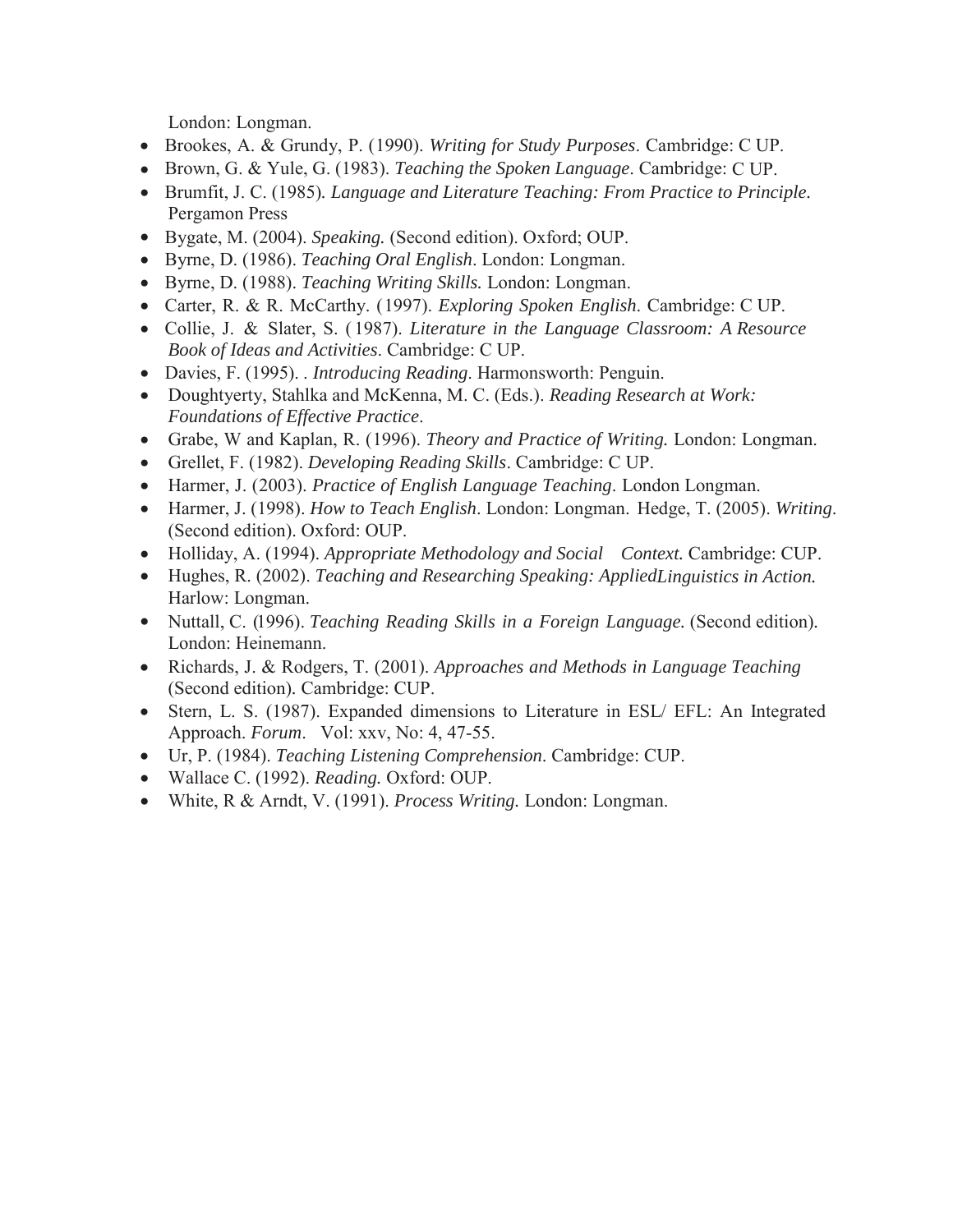London: Longman.

- Brookes, A. & Grundy, P. (1990). *Writing for Study Purposes*. Cambridge: C UP.
- Brown, G. & Yule, G. (1983). *Teaching the Spoken Language*. Cambridge: C UP.
- Brumfit, J. C. (1985). *Language and Literature Teaching: From Practice to Principle.* Pergamon Press
- Bygate, M. (2004). *Speaking.* (Second edition). Oxford; OUP.
- Byrne, D. (1986). *Teaching Oral English*. London: Longman.
- Byrne, D. (1988). *Teaching Writing Skills.* London: Longman.
- Carter, R. & R. McCarthy. (1997). *Exploring Spoken English.* Cambridge: C UP.
- Collie, J. & Slater, S. ( 1987). *Literature in the Language Classroom: A Resource Book of Ideas and Activities*. Cambridge: C UP.
- Davies, F. (1995). . *Introducing Reading*. Harmonsworth: Penguin.
- Doughtyerty, Stahlka and McKenna, M. C. (Eds.). *Reading Research at Work: Foundations of Effective Practice*.
- Grabe, W and Kaplan, R. (1996). *Theory and Practice of Writing.* London: Longman.
- Grellet, F. (1982). *Developing Reading Skills*. Cambridge: C UP.
- Harmer, J. (2003). *Practice of English Language Teaching*. London Longman.
- Harmer, J. (1998). *How to Teach English*. London: Longman. Hedge, T. (2005). *Writing*. (Second edition). Oxford: OUP.
- Holliday, A. (1994). *Appropriate Methodology and Social Context.* Cambridge: CUP.
- Hughes, R. (2002). *Teaching and Researching Speaking: AppliedLinguistics in Action.* Harlow: Longman.
- Nuttall, C. (l996). *Teaching Reading Skills in a Foreign Language.* (Second edition). London: Heinemann.
- Richards, J. & Rodgers, T. (2001). *Approaches and Methods in Language Teaching* (Second edition). Cambridge: CUP.
- Stern, L. S. (1987). Expanded dimensions to Literature in ESL/ EFL: An Integrated Approach. *Forum*. Vol: xxv, No: 4, 47-55.
- Ur, P. (1984). *Teaching Listening Comprehension*. Cambridge: CUP.
- Wallace C. (1992). *Reading.* Oxford: OUP.
- White, R & Arndt, V. (1991). *Process Writing.* London: Longman.